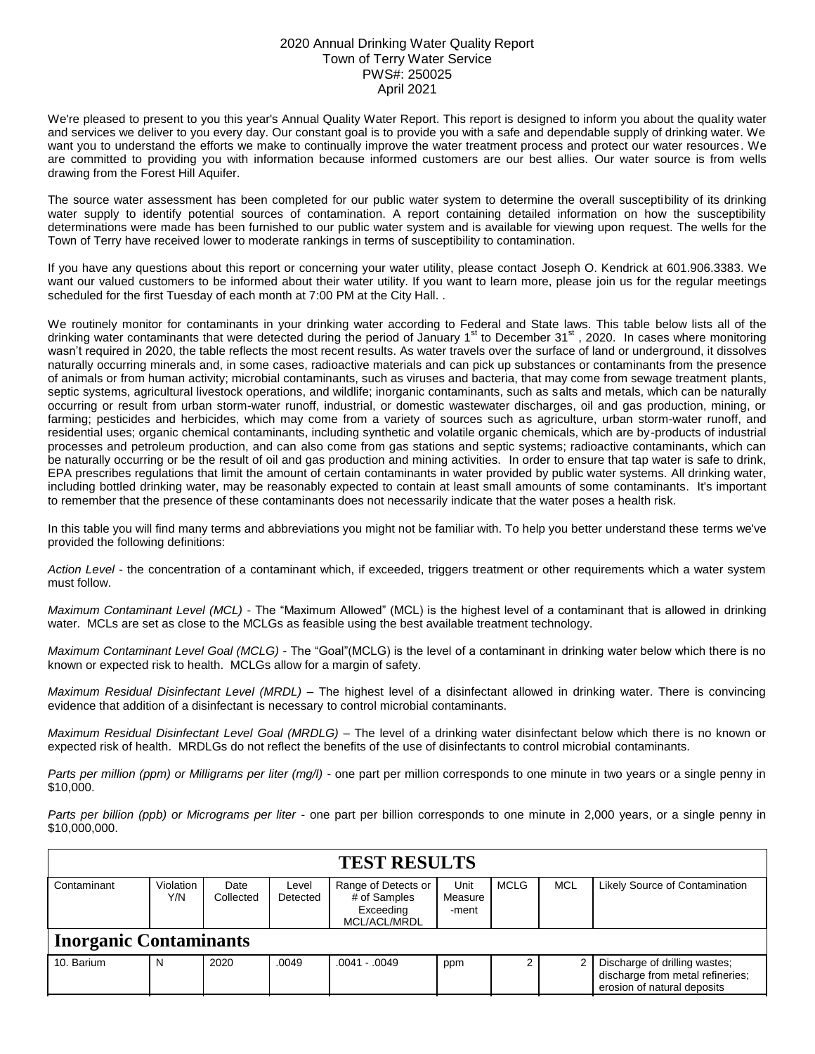2020 Annual Drinking Water Quality Report
Town of Terry Water Service
PWS#: 250025
April 2021

We're pleased to present to you this year's Annual Quality Water Report. This report is designed to inform you about the quality water and services we deliver to you every day. Our constant goal is to provide you with a safe and dependable supply of drinking water. We want you to understand the efforts we make to continually improve the water treatment process and protect our water resources. We are committed to providing you with information because informed customers are our best allies. Our water source is from wells drawing from the Forest Hill Aquifer.

The source water assessment has been completed for our public water system to determine the overall susceptibility of its drinking water supply to identify potential sources of contamination. A report containing detailed information on how the susceptibility determinations were made has been furnished to our public water system and is available for viewing upon request. The wells for the Town of Terry have received lower to moderate rankings in terms of susceptibility to contamination.

If you have any questions about this report or concerning your water utility, please contact Joseph O. Kendrick at 601.906.3383. We want our valued customers to be informed about their water utility. If you want to learn more, please join us for the regular meetings scheduled for the first Tuesday of each month at 7:00 PM at the City Hall. .

We routinely monitor for contaminants in your drinking water according to Federal and State laws. This table below lists all of the drinking water contaminants that were detected during the period of January 1st to December 31st , 2020. In cases where monitoring wasn't required in 2020, the table reflects the most recent results. As water travels over the surface of land or underground, it dissolves naturally occurring minerals and, in some cases, radioactive materials and can pick up substances or contaminants from the presence of animals or from human activity; microbial contaminants, such as viruses and bacteria, that may come from sewage treatment plants, septic systems, agricultural livestock operations, and wildlife; inorganic contaminants, such as salts and metals, which can be naturally occurring or result from urban storm-water runoff, industrial, or domestic wastewater discharges, oil and gas production, mining, or farming; pesticides and herbicides, which may come from a variety of sources such as agriculture, urban storm-water runoff, and residential uses; organic chemical contaminants, including synthetic and volatile organic chemicals, which are by-products of industrial processes and petroleum production, and can also come from gas stations and septic systems; radioactive contaminants, which can be naturally occurring or be the result of oil and gas production and mining activities. In order to ensure that tap water is safe to drink, EPA prescribes regulations that limit the amount of certain contaminants in water provided by public water systems. All drinking water, including bottled drinking water, may be reasonably expected to contain at least small amounts of some contaminants. It's important to remember that the presence of these contaminants does not necessarily indicate that the water poses a health risk.

In this table you will find many terms and abbreviations you might not be familiar with. To help you better understand these terms we've provided the following definitions:

*Action Level* - the concentration of a contaminant which, if exceeded, triggers treatment or other requirements which a water system must follow.

*Maximum Contaminant Level (MCL)* - The "Maximum Allowed" (MCL) is the highest level of a contaminant that is allowed in drinking water. MCLs are set as close to the MCLGs as feasible using the best available treatment technology.

*Maximum Contaminant Level Goal (MCLG)* - The "Goal"(MCLG) is the level of a contaminant in drinking water below which there is no known or expected risk to health. MCLGs allow for a margin of safety.

*Maximum Residual Disinfectant Level (MRDL)* – The highest level of a disinfectant allowed in drinking water. There is convincing evidence that addition of a disinfectant is necessary to control microbial contaminants.

*Maximum Residual Disinfectant Level Goal (MRDLG)* – The level of a drinking water disinfectant below which there is no known or expected risk of health. MRDLGs do not reflect the benefits of the use of disinfectants to control microbial contaminants.

*Parts per million (ppm) or Milligrams per liter (mg/l)* - one part per million corresponds to one minute in two years or a single penny in $10,000.

*Parts per billion (ppb) or Micrograms per liter* - one part per billion corresponds to one minute in 2,000 years, or a single penny in $10,000,000.

**TEST RESULTS**

| Contaminant | Violation Y/N | Date Collected | Level Detected | Range of Detects or # of Samples Exceeding MCL/ACL/MRDL | Unit Measure-ment | MCLG | MCL | Likely Source of Contamination |
|---|---|---|---|---|---|---|---|---|
| **Inorganic Contaminants** | | | | | | | | |
| 10. Barium | N | 2020 | .0049 | .0041 - .0049 | ppm | 2 | 2 | Discharge of drilling wastes; discharge from metal refineries; erosion of natural deposits |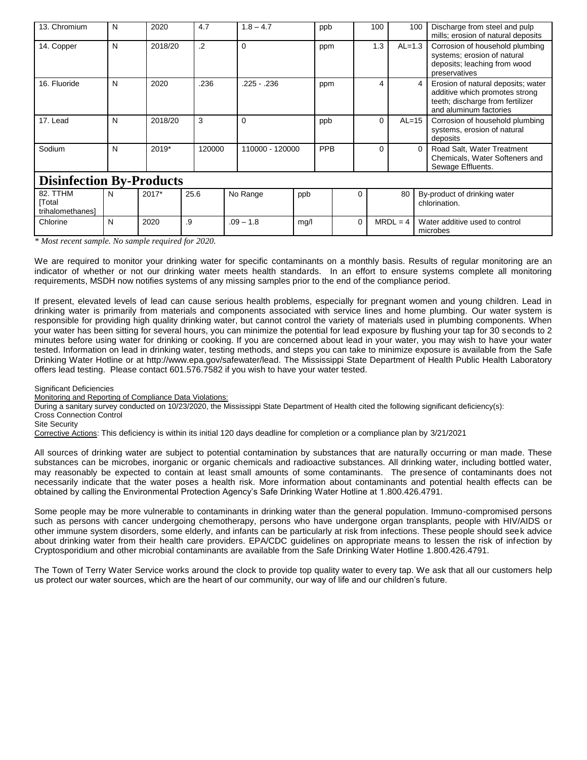| | | | | | | | | |
|---|---|---|---|---|---|---|---|---|
| 13. Chromium | N | 2020 | 4.7 | 1.8 – 4.7 | ppb | 100 | 100 | Discharge from steel and pulp mills; erosion of natural deposits |
| 14. Copper | N | 2018/20 | .2 | 0 | ppm | 1.3 | AL=1.3 | Corrosion of household plumbing systems; erosion of natural deposits; leaching from wood preservatives |
| 16. Fluoride | N | 2020 | .236 | .225 - .236 | ppm | 4 | 4 | Erosion of natural deposits; water additive which promotes strong teeth; discharge from fertilizer and aluminum factories |
| 17. Lead | N | 2018/20 | 3 | 0 | ppb | 0 | AL=15 | Corrosion of household plumbing systems, erosion of natural deposits |
| Sodium | N | 2019* | 120000 | 110000 - 120000 | PPB | 0 | 0 | Road Salt, Water Treatment Chemicals, Water Softeners and Sewage Effluents. |
| **Disinfection By-Products** | | | | | | | | |
| 82. TTHM [Total trihalomethanes] | N | 2017* | 25.6 | No Range | ppb | 0 | 80 | By-product of drinking water chlorination. |
| Chlorine | N | 2020 | .9 | .09 – 1.8 | mg/l | 0 | MRDL = 4 | Water additive used to control microbes |

*\* Most recent sample. No sample required for 2020.*

We are required to monitor your drinking water for specific contaminants on a monthly basis. Results of regular monitoring are an indicator of whether or not our drinking water meets health standards. In an effort to ensure systems complete all monitoring requirements, MSDH now notifies systems of any missing samples prior to the end of the compliance period.

If present, elevated levels of lead can cause serious health problems, especially for pregnant women and young children. Lead in drinking water is primarily from materials and components associated with service lines and home plumbing. Our water system is responsible for providing high quality drinking water, but cannot control the variety of materials used in plumbing components. When your water has been sitting for several hours, you can minimize the potential for lead exposure by flushing your tap for 30 seconds to 2 minutes before using water for drinking or cooking. If you are concerned about lead in your water, you may wish to have your water tested. Information on lead in drinking water, testing methods, and steps you can take to minimize exposure is available from the Safe Drinking Water Hotline or at http://www.epa.gov/safewater/lead. The Mississippi State Department of Health Public Health Laboratory offers lead testing. Please contact 601.576.7582 if you wish to have your water tested.

Significant Deficiencies
Monitoring and Reporting of Compliance Data Violations:
During a sanitary survey conducted on 10/23/2020, the Mississippi State Department of Health cited the following significant deficiency(s):
Cross Connection Control
Site Security
Corrective Actions: This deficiency is within its initial 120 days deadline for completion or a compliance plan by 3/21/2021

All sources of drinking water are subject to potential contamination by substances that are naturally occurring or man made. These substances can be microbes, inorganic or organic chemicals and radioactive substances. All drinking water, including bottled water, may reasonably be expected to contain at least small amounts of some contaminants. The presence of contaminants does not necessarily indicate that the water poses a health risk. More information about contaminants and potential health effects can be obtained by calling the Environmental Protection Agency's Safe Drinking Water Hotline at 1.800.426.4791.

Some people may be more vulnerable to contaminants in drinking water than the general population. Immuno-compromised persons such as persons with cancer undergoing chemotherapy, persons who have undergone organ transplants, people with HIV/AIDS or other immune system disorders, some elderly, and infants can be particularly at risk from infections. These people should seek advice about drinking water from their health care providers. EPA/CDC guidelines on appropriate means to lessen the risk of infection by Cryptosporidium and other microbial contaminants are available from the Safe Drinking Water Hotline 1.800.426.4791.

The Town of Terry Water Service works around the clock to provide top quality water to every tap. We ask that all our customers help us protect our water sources, which are the heart of our community, our way of life and our children's future.